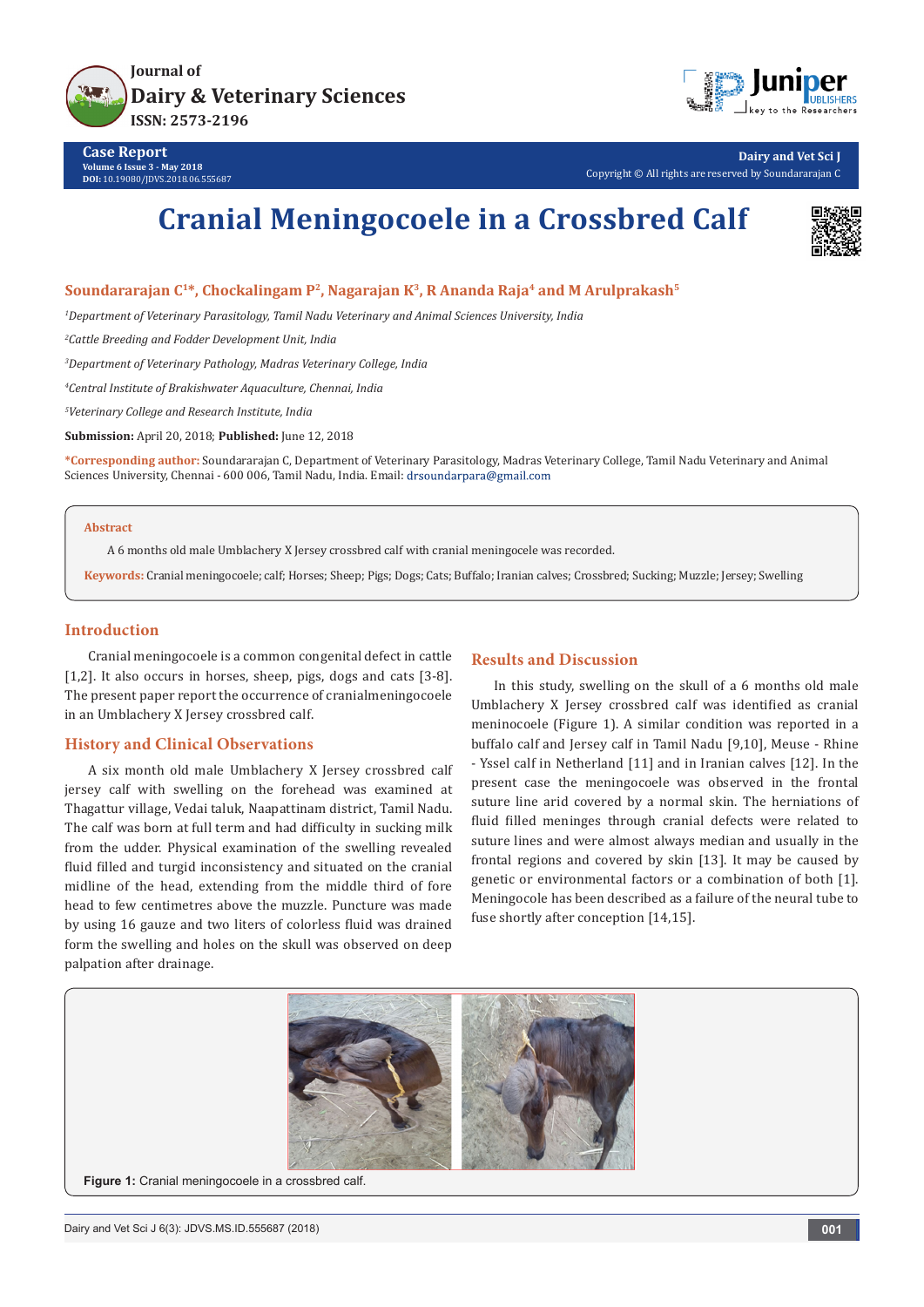# Cranial Meningocoele in a Crossbred Calf

**Soundararajan C[1]*, Chockalingam P[2], Nagarajan K[3], R Ananda Raja[4] and M Arulprakash[5]**

[1]*Department of Veterinary Parasitology, Tamil Nadu Veterinary and Animal Sciences University, India*

[2]*Cattle Breeding and Fodder Development Unit, India*

[3]*Department of Veterinary Pathology, Madras Veterinary College, India*

[4]*Central Institute of Brakishwater Aquaculture, Chennai, India*

[5]*Veterinary College and Research Institute, India*

**Submission:** April 20, 2018; **Published:** June 12, 2018

***Corresponding author:** Soundararajan C, Department of Veterinary Parasitology, Madras Veterinary College, Tamil Nadu Veterinary and Animal Sciences University, Chennai - 600 006, Tamil Nadu, India. Email: drsoundarpara@gmail.com

## Abstract

A 6 months old male Umblachery X Jersey crossbred calf with cranial meningocele was recorded.

**Keywords:** Cranial meningocoele; calf; Horses; Sheep; Pigs; Dogs; Cats; Buffalo; Iranian calves; Crossbred; Sucking; Muzzle; Jersey; Swelling

## Introduction

Cranial meningocoele is a common congenital defect in cattle [1,2]. It also occurs in horses, sheep, pigs, dogs and cats [3-8]. The present paper report the occurrence of cranialmeningocoele in an Umblachery X Jersey crossbred calf.

## History and Clinical Observations

A six month old male Umblachery X Jersey crossbred calf jersey calf with swelling on the forehead was examined at Thagattur village, Vedai taluk, Naapattinam district, Tamil Nadu. The calf was born at full term and had difficulty in sucking milk from the udder. Physical examination of the swelling revealed fluid filled and turgid inconsistency and situated on the cranial midline of the head, extending from the middle third of fore head to few centimetres above the muzzle. Puncture was made by using 16 gauze and two liters of colorless fluid was drained form the swelling and holes on the skull was observed on deep palpation after drainage.

## Results and Discussion

In this study, swelling on the skull of a 6 months old male Umblachery X Jersey crossbred calf was identified as cranial meninocoele (Figure 1). A similar condition was reported in a buffalo calf and Jersey calf in Tamil Nadu [9,10], Meuse - Rhine - Yssel calf in Netherland [11] and in Iranian calves [12]. In the present case the meningocoele was observed in the frontal suture line arid covered by a normal skin. The herniations of fluid filled meninges through cranial defects were related to suture lines and were almost always median and usually in the frontal regions and covered by skin [13]. It may be caused by genetic or environmental factors or a combination of both [1]. Meningocole has been described as a failure of the neural tube to fuse shortly after conception [14,15].

**Figure 1:** Cranial meningocoele in a crossbred calf.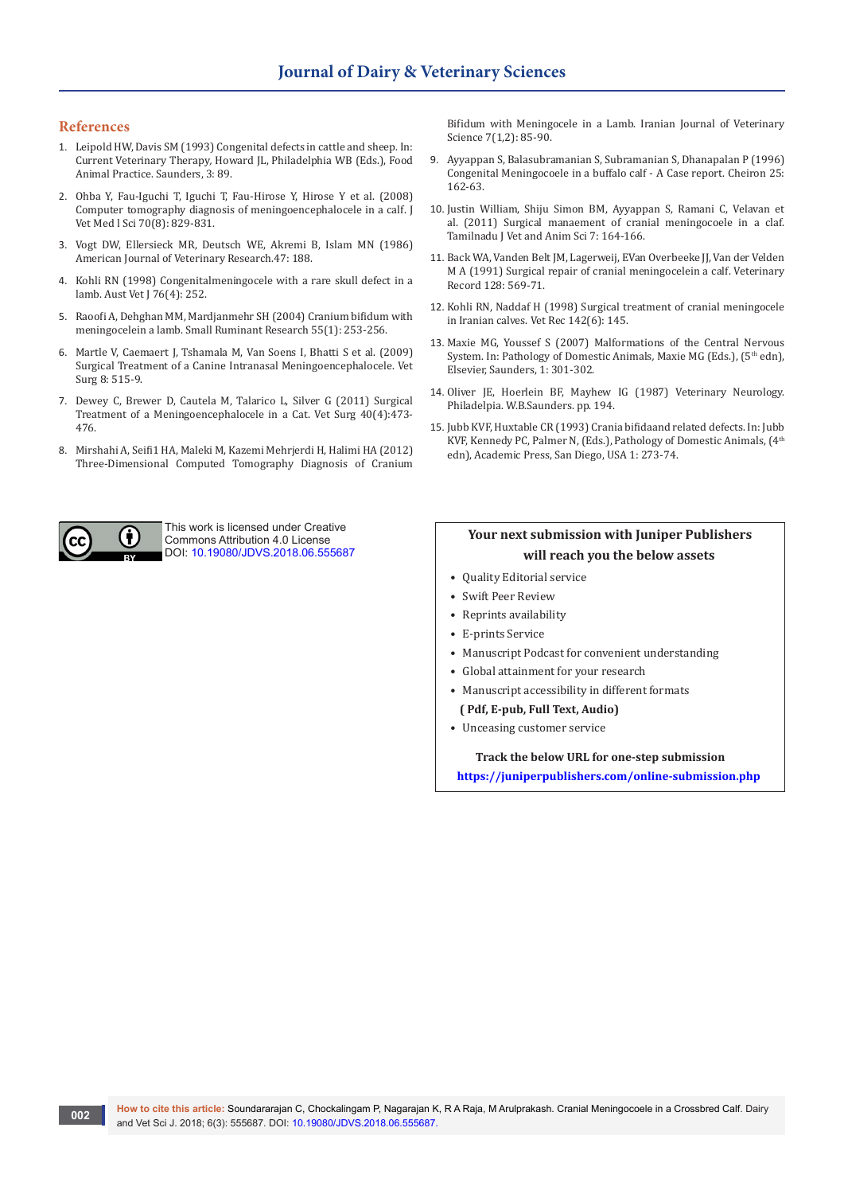## References

1. Leipold HW, Davis SM (1993) Congenital defects in cattle and sheep. In: Current Veterinary Therapy, Howard JL, Philadelphia WB (Eds.), Food Animal Practice. Saunders, 3: 89.

2. Ohba Y, Fau-Iguchi T, Iguchi T, Fau-Hirose Y, Hirose Y et al. (2008) Computer tomography diagnosis of meningoencephalocele in a calf. J Vet Med l Sci 70(8): 829-831.

3. Vogt DW, Ellersieck MR, Deutsch WE, Akremi B, Islam MN (1986) American Journal of Veterinary Research.47: 188.

4. Kohli RN (1998) Congenitalmeningocele with a rare skull defect in a lamb. Aust Vet J 76(4): 252.

5. Raoofi A, Dehghan MM, Mardjanmehr SH (2004) Cranium bifidum with meningocelein a lamb. Small Ruminant Research 55(1): 253-256.

6. Martle V, Caemaert J, Tshamala M, Van Soens I, Bhatti S et al. (2009) Surgical Treatment of a Canine Intranasal Meningoencephalocele. Vet Surg 8: 515-9.

7. Dewey C, Brewer D, Cautela M, Talarico L, Silver G (2011) Surgical Treatment of a Meningoencephalocele in a Cat. Vet Surg 40(4):473-476.

8. Mirshahi A, Seifi1 HA, Maleki M, Kazemi Mehrjerdi H, Halimi HA (2012) Three-Dimensional Computed Tomography Diagnosis of Cranium Bifidum with Meningocele in a Lamb. Iranian Journal of Veterinary Science 7(1,2): 85-90.

9. Ayyappan S, Balasubramanian S, Subramanian S, Dhanapalan P (1996) Congenital Meningocoele in a buffalo calf - A Case report. Cheiron 25: 162-63.

10. Justin William, Shiju Simon BM, Ayyappan S, Ramani C, Velavan et al. (2011) Surgical manaement of cranial meningocoele in a claf. Tamilnadu J Vet and Anim Sci 7: 164-166.

11. Back WA, Vanden Belt JM, Lagerweij, EVan Overbeeke JJ, Van der Velden M A (1991) Surgical repair of cranial meningocelein a calf. Veterinary Record 128: 569-71.

12. Kohli RN, Naddaf H (1998) Surgical treatment of cranial meningocele in Iranian calves. Vet Rec 142(6): 145.

13. Maxie MG, Youssef S (2007) Malformations of the Central Nervous System. In: Pathology of Domestic Animals, Maxie MG (Eds.), (5th edn), Elsevier, Saunders, 1: 301-302.

14. Oliver JE, Hoerlein BF, Mayhew IG (1987) Veterinary Neurology. Philadelpia. W.B.Saunders. pp. 194.

15. Jubb KVF, Huxtable CR (1993) Crania bifidaand related defects. In: Jubb KVF, Kennedy PC, Palmer N, (Eds.), Pathology of Domestic Animals, (4th edn), Academic Press, San Diego, USA 1: 273-74.

This work is licensed under Creative Commons Attribution 4.0 License
DOI: 10.19080/JDVS.2018.06.555687

**Your next submission with Juniper Publishers will reach you the below assets**

- Quality Editorial service
- Swift Peer Review
- Reprints availability
- E-prints Service
- Manuscript Podcast for convenient understanding
- Global attainment for your research
- Manuscript accessibility in different formats
  **( Pdf, E-pub, Full Text, Audio)**
- Unceasing customer service

**Track the below URL for one-step submission**
**https://juniperpublishers.com/online-submission.php**

**How to cite this article:** Soundararajan C, Chockalingam P, Nagarajan K, R A Raja, M Arulprakash. Cranial Meningocoele in a Crossbred Calf. Dairy and Vet Sci J. 2018; 6(3): 555687. DOI: 10.19080/JDVS.2018.06.555687.